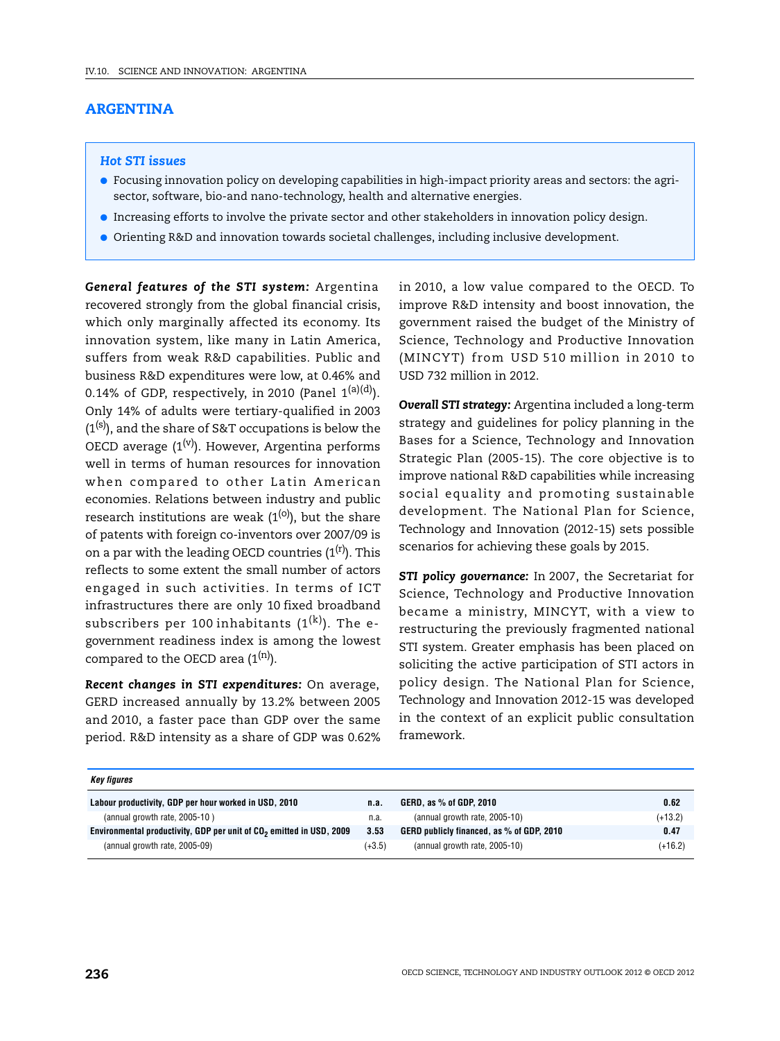# ARGENTINA

### *Hot STI issues*

- Focusing innovation policy on developing capabilities in high-impact priority areas and sectors: the agri-sector, software, bio-and nano-technology, health and alternative energies.
- Increasing efforts to involve the private sector and other stakeholders in innovation policy design.
- Orienting R&D and innovation towards societal challenges, including inclusive development.

***General features of the STI system:*** Argentina recovered strongly from the global financial crisis, which only marginally affected its economy. Its innovation system, like many in Latin America, suffers from weak R&D capabilities. Public and business R&D expenditures were low, at 0.46% and 0.14% of GDP, respectively, in 2010 (Panel 1[(a)(d)]). Only 14% of adults were tertiary-qualified in 2003 (1[(s)]), and the share of S&T occupations is below the OECD average (1[(v)]). However, Argentina performs well in terms of human resources for innovation when compared to other Latin American economies. Relations between industry and public research institutions are weak (1[(o)]), but the share of patents with foreign co-inventors over 2007/09 is on a par with the leading OECD countries (1[(r)]). This reflects to some extent the small number of actors engaged in such activities. In terms of ICT infrastructures there are only 10 fixed broadband subscribers per 100 inhabitants (1[(k)]). The e-government readiness index is among the lowest compared to the OECD area (1[(n)]).

***Recent changes in STI expenditures:*** On average, GERD increased annually by 13.2% between 2005 and 2010, a faster pace than GDP over the same period. R&D intensity as a share of GDP was 0.62% in 2010, a low value compared to the OECD. To improve R&D intensity and boost innovation, the government raised the budget of the Ministry of Science, Technology and Productive Innovation (MINCYT) from USD 510 million in 2010 to USD 732 million in 2012.

***Overall STI strategy:*** Argentina included a long-term strategy and guidelines for policy planning in the Bases for a Science, Technology and Innovation Strategic Plan (2005-15). The core objective is to improve national R&D capabilities while increasing social equality and promoting sustainable development. The National Plan for Science, Technology and Innovation (2012-15) sets possible scenarios for achieving these goals by 2015.

***STI policy governance:*** In 2007, the Secretariat for Science, Technology and Productive Innovation became a ministry, MINCYT, with a view to restructuring the previously fragmented national STI system. Greater emphasis has been placed on soliciting the active participation of STI actors in policy design. The National Plan for Science, Technology and Innovation 2012-15 was developed in the context of an explicit public consultation framework.

***Key figures***

| | | | |
|---|---|---|---|
| **Labour productivity, GDP per hour worked in USD, 2010** | **n.a.** | **GERD, as % of GDP, 2010** | **0.62** |
| (annual growth rate, 2005-10 ) | n.a. | (annual growth rate, 2005-10) | (+13.2) |
| **Environmental productivity, GDP per unit of $CO_2$ emitted in USD, 2009** | **3.53** | **GERD publicly financed, as % of GDP, 2010** | **0.47** |
| (annual growth rate, 2005-09) | (+3.5) | (annual growth rate, 2005-10) | (+16.2) |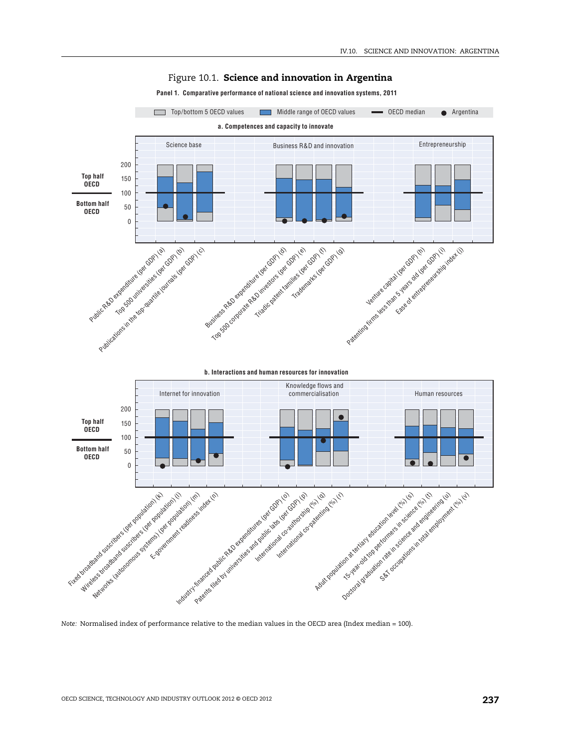Figure 10.1. **Science and innovation in Argentina**

**Panel 1. Comparative performance of national science and innovation systems, 2011**

Top/bottom 5 OECD values | Middle range of OECD values | OECD median | Argentina

**a. Competences and capacity to innovate**

Science base: Public R&D expenditure (per GDP) (a); Top 500 universities (per GDP) (b); Publications in the top-quartile journals (per GDP) (c)

Business R&D and innovation: Business R&D expenditure (per GDP) (d); Top 500 corporate R&D investors (per GDP) (e); Triadic patent families (per GDP) (f); Trademarks (per GDP) (g)

Entrepreneurship: Venture capital (per GDP) (h); Patenting firms less than 5 years old (per GDP) (i); Ease of entrepreneurship index (j)

**b. Interactions and human resources for innovation**

Internet for innovation: Fixed broadband suscribers (per population) (k); Wireless broadband suscribers (per population) (l); Networks (autonomous systems) (per population) (m); E-government readiness index (n)

Knowledge flows and commercialisation: Industry-financed public R&D expenditures (per GDP) (o); Patents filed by universities and public labs (per GDP) (p); International co-authorship (%) (q); International co-patenting (%) (r)

Human resources: Adult population at tertiary education level (%) (s); 15-year-old top performers in science (%) (t); Doctoral graduation rate in science and engineering (u); S&T occupations in total employment (%) (v)

*Note:* Normalised index of performance relative to the median values in the OECD area (Index median = 100).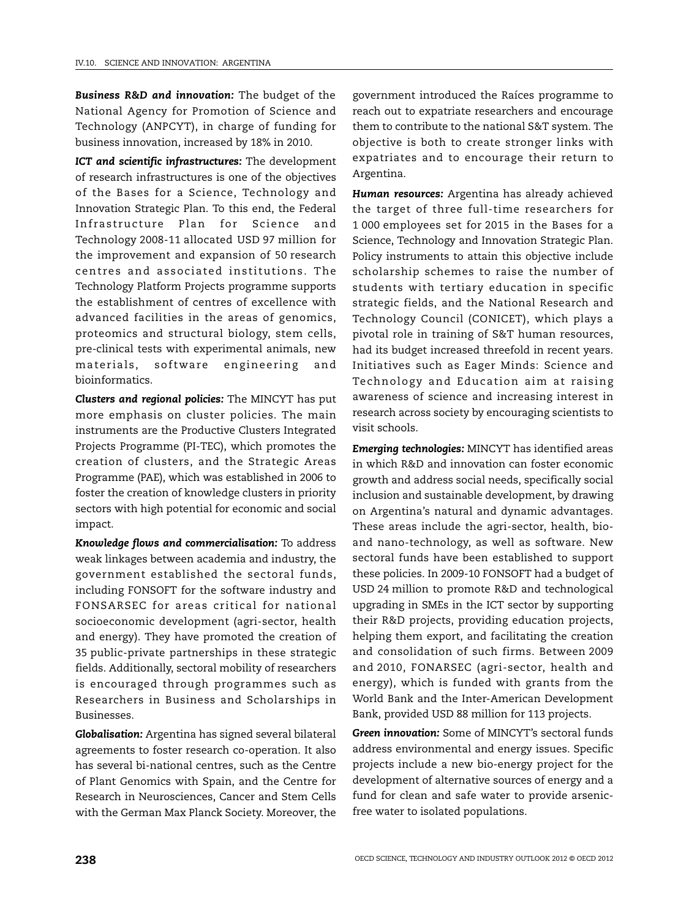***Business R&D and innovation:*** The budget of the National Agency for Promotion of Science and Technology (ANPCYT), in charge of funding for business innovation, increased by 18% in 2010.

***ICT and scientific infrastructures:*** The development of research infrastructures is one of the objectives of the Bases for a Science, Technology and Innovation Strategic Plan. To this end, the Federal Infrastructure Plan for Science and Technology 2008-11 allocated USD 97 million for the improvement and expansion of 50 research centres and associated institutions. The Technology Platform Projects programme supports the establishment of centres of excellence with advanced facilities in the areas of genomics, proteomics and structural biology, stem cells, pre-clinical tests with experimental animals, new materials, software engineering and bioinformatics.

***Clusters and regional policies:*** The MINCYT has put more emphasis on cluster policies. The main instruments are the Productive Clusters Integrated Projects Programme (PI-TEC), which promotes the creation of clusters, and the Strategic Areas Programme (PAE), which was established in 2006 to foster the creation of knowledge clusters in priority sectors with high potential for economic and social impact.

***Knowledge flows and commercialisation:*** To address weak linkages between academia and industry, the government established the sectoral funds, including FONSOFT for the software industry and FONSARSEC for areas critical for national socioeconomic development (agri-sector, health and energy). They have promoted the creation of 35 public-private partnerships in these strategic fields. Additionally, sectoral mobility of researchers is encouraged through programmes such as Researchers in Business and Scholarships in Businesses.

***Globalisation:*** Argentina has signed several bilateral agreements to foster research co-operation. It also has several bi-national centres, such as the Centre of Plant Genomics with Spain, and the Centre for Research in Neurosciences, Cancer and Stem Cells with the German Max Planck Society. Moreover, the government introduced the Raíces programme to reach out to expatriate researchers and encourage them to contribute to the national S&T system. The objective is both to create stronger links with expatriates and to encourage their return to Argentina.

***Human resources:*** Argentina has already achieved the target of three full-time researchers for 1 000 employees set for 2015 in the Bases for a Science, Technology and Innovation Strategic Plan. Policy instruments to attain this objective include scholarship schemes to raise the number of students with tertiary education in specific strategic fields, and the National Research and Technology Council (CONICET), which plays a pivotal role in training of S&T human resources, had its budget increased threefold in recent years. Initiatives such as Eager Minds: Science and Technology and Education aim at raising awareness of science and increasing interest in research across society by encouraging scientists to visit schools.

***Emerging technologies:*** MINCYT has identified areas in which R&D and innovation can foster economic growth and address social needs, specifically social inclusion and sustainable development, by drawing on Argentina's natural and dynamic advantages. These areas include the agri-sector, health, bio- and nano-technology, as well as software. New sectoral funds have been established to support these policies. In 2009-10 FONSOFT had a budget of USD 24 million to promote R&D and technological upgrading in SMEs in the ICT sector by supporting their R&D projects, providing education projects, helping them export, and facilitating the creation and consolidation of such firms. Between 2009 and 2010, FONARSEC (agri-sector, health and energy), which is funded with grants from the World Bank and the Inter-American Development Bank, provided USD 88 million for 113 projects.

***Green innovation:*** Some of MINCYT's sectoral funds address environmental and energy issues. Specific projects include a new bio-energy project for the development of alternative sources of energy and a fund for clean and safe water to provide arsenic-free water to isolated populations.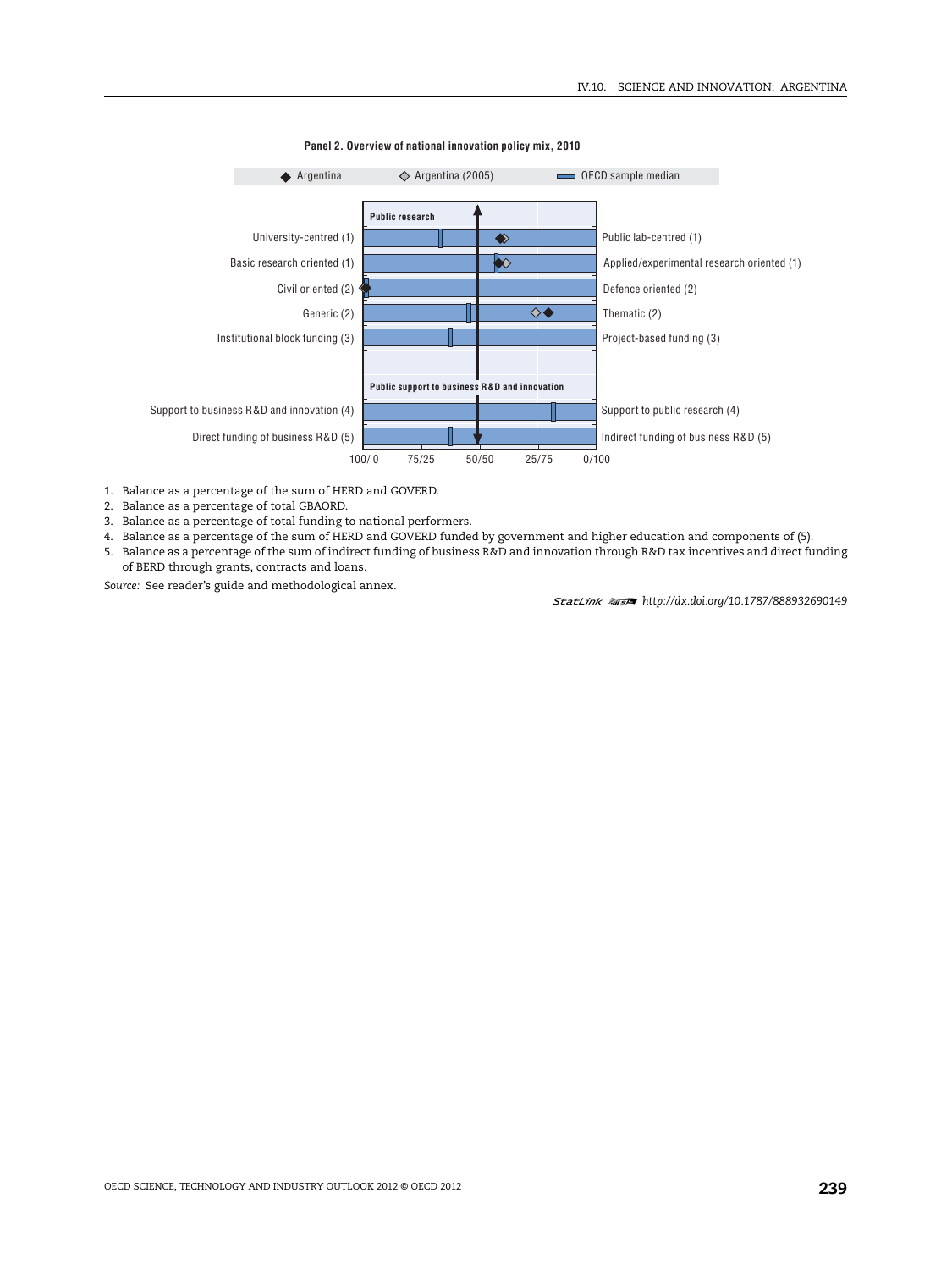**Panel 2. Overview of national innovation policy mix, 2010**

◆ Argentina ◇ Argentina (2005) OECD sample median

Public research

University-centred (1) | Public lab-centred (1)

Basic research oriented (1) | Applied/experimental research oriented (1)

Civil oriented (2) | Defence oriented (2)

Generic (2) | Thematic (2)

Institutional block funding (3) | Project-based funding (3)

Public support to business R&D and innovation

Support to business R&D and innovation (4) | Support to public research (4)

Direct funding of business R&D (5) | Indirect funding of business R&D (5)

100/0 75/25 50/50 25/75 0/100

1. Balance as a percentage of the sum of HERD and GOVERD.
2. Balance as a percentage of total GBAORD.
3. Balance as a percentage of total funding to national performers.
4. Balance as a percentage of the sum of HERD and GOVERD funded by government and higher education and components of (5).
5. Balance as a percentage of the sum of indirect funding of business R&D and innovation through R&D tax incentives and direct funding of BERD through grants, contracts and loans.

*Source:* See reader's guide and methodological annex.

StatLink http://dx.doi.org/10.1787/888932690149